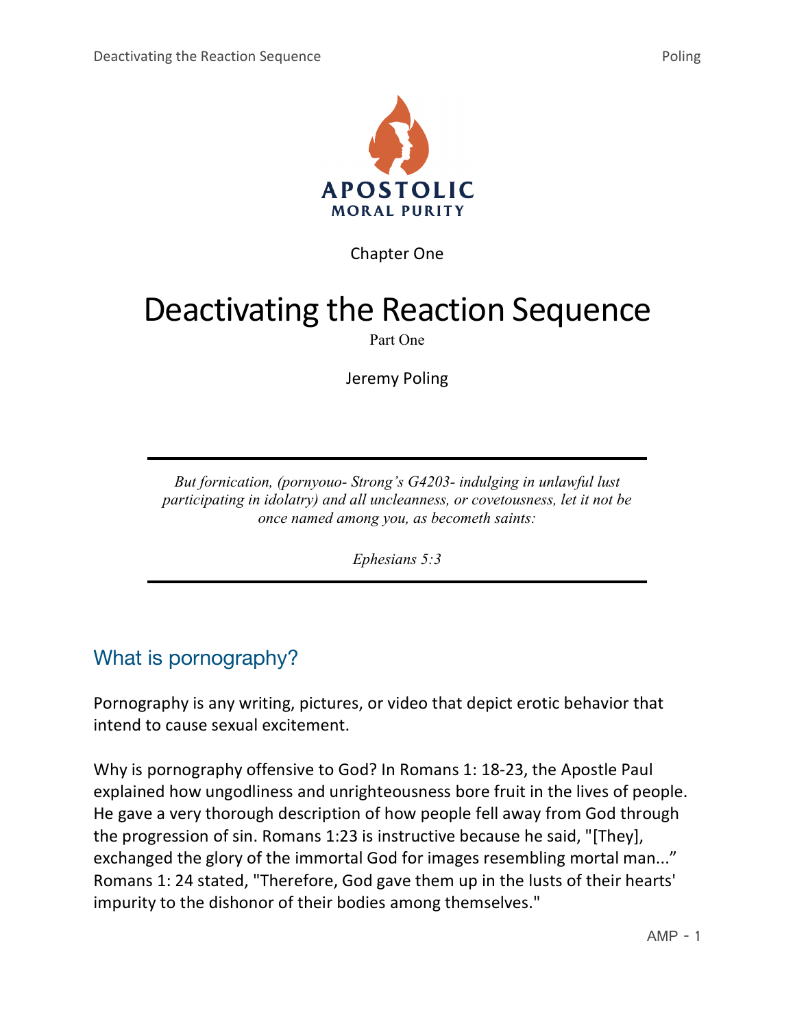APOSTOLIC
MORAL PURITY

Chapter One

# Deactivating the Reaction Sequence

Part One

Jeremy Poling

---

*But fornication, (pornyouo- Strong's G4203- indulging in unlawful lust participating in idolatry) and all uncleanness, or covetousness, let it not be once named among you, as becometh saints:*

*Ephesians 5:3*

---

## What is pornography?

Pornography is any writing, pictures, or video that depict erotic behavior that intend to cause sexual excitement.

Why is pornography offensive to God? In Romans 1: 18-23, the Apostle Paul explained how ungodliness and unrighteousness bore fruit in the lives of people. He gave a very thorough description of how people fell away from God through the progression of sin. Romans 1:23 is instructive because he said, "[They], exchanged the glory of the immortal God for images resembling mortal man..." Romans 1: 24 stated, "Therefore, God gave them up in the lusts of their hearts' impurity to the dishonor of their bodies among themselves."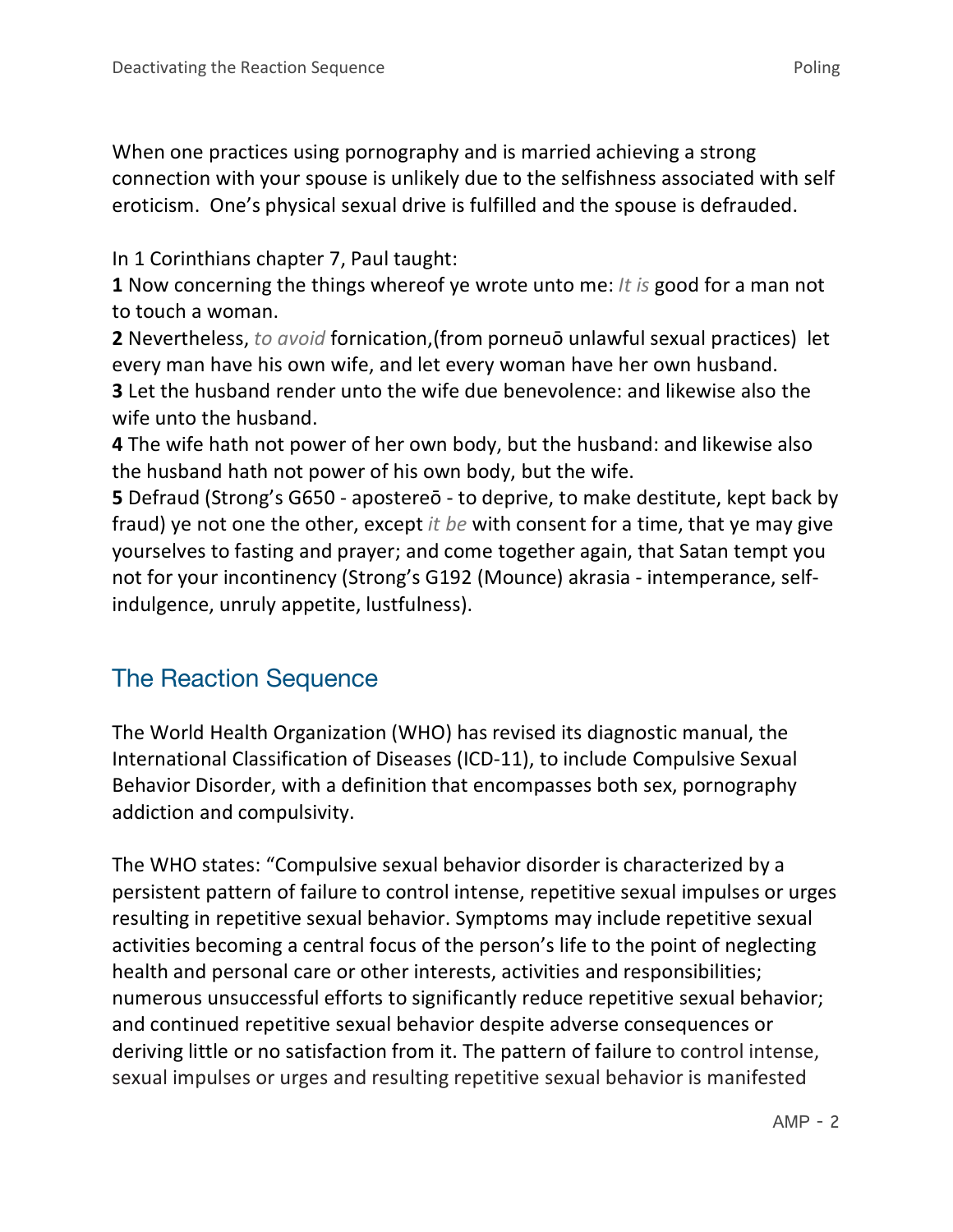When one practices using pornography and is married achieving a strong connection with your spouse is unlikely due to the selfishness associated with self eroticism.  One's physical sexual drive is fulfilled and the spouse is defrauded.

In 1 Corinthians chapter 7, Paul taught:
**1** Now concerning the things whereof ye wrote unto me: *It is* good for a man not to touch a woman.
**2** Nevertheless, *to avoid* fornication,(from porneuō unlawful sexual practices)  let every man have his own wife, and let every woman have her own husband.
**3** Let the husband render unto the wife due benevolence: and likewise also the wife unto the husband.
**4** The wife hath not power of her own body, but the husband: and likewise also the husband hath not power of his own body, but the wife.
**5** Defraud (Strong's G650 - apostereō - to deprive, to make destitute, kept back by fraud) ye not one the other, except *it be* with consent for a time, that ye may give yourselves to fasting and prayer; and come together again, that Satan tempt you not for your incontinency (Strong's G192 (Mounce) akrasia - intemperance, self-indulgence, unruly appetite, lustfulness).

## The Reaction Sequence

The World Health Organization (WHO) has revised its diagnostic manual, the International Classification of Diseases (ICD-11), to include Compulsive Sexual Behavior Disorder, with a definition that encompasses both sex, pornography addiction and compulsivity.

The WHO states: "Compulsive sexual behavior disorder is characterized by a persistent pattern of failure to control intense, repetitive sexual impulses or urges resulting in repetitive sexual behavior. Symptoms may include repetitive sexual activities becoming a central focus of the person's life to the point of neglecting health and personal care or other interests, activities and responsibilities; numerous unsuccessful efforts to significantly reduce repetitive sexual behavior; and continued repetitive sexual behavior despite adverse consequences or deriving little or no satisfaction from it. The pattern of failure to control intense, sexual impulses or urges and resulting repetitive sexual behavior is manifested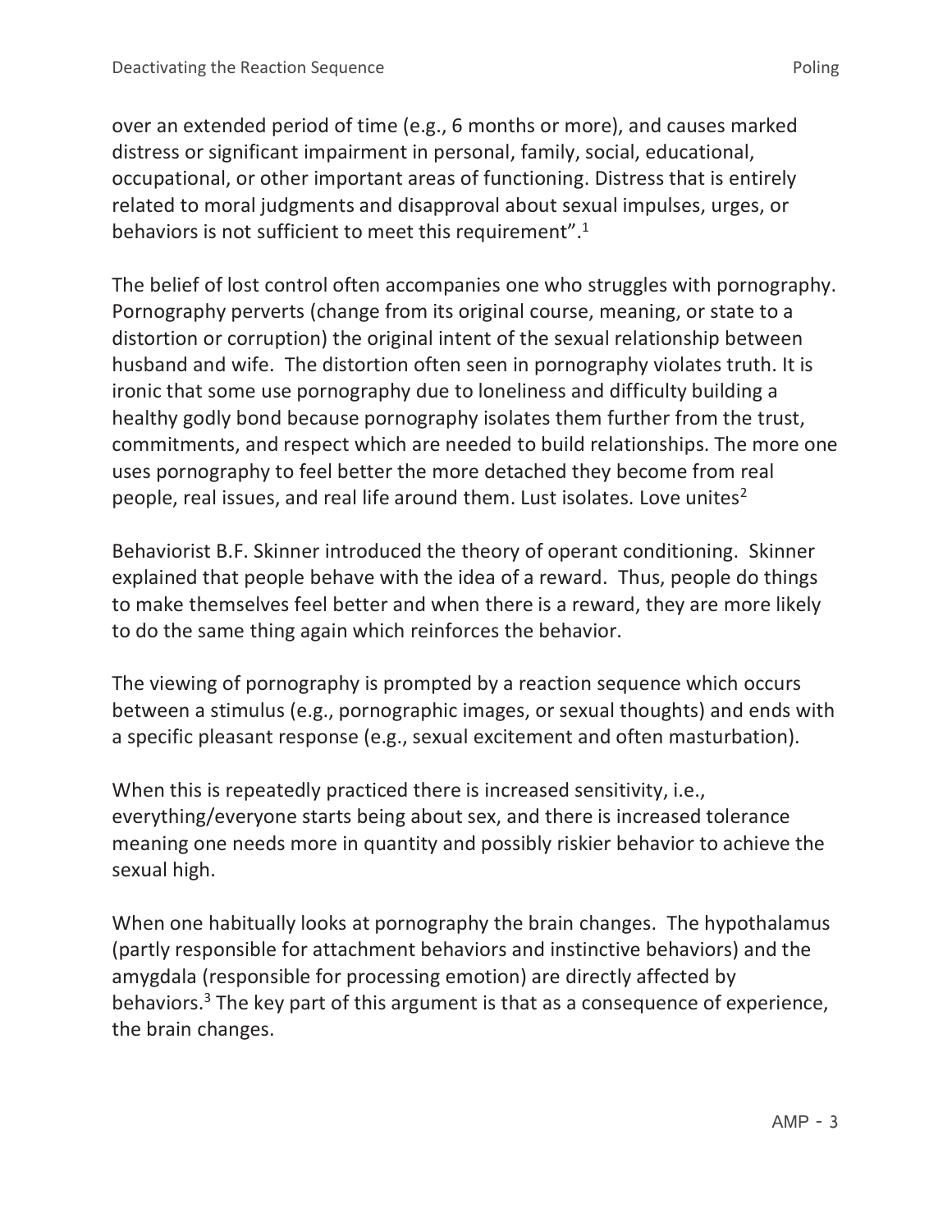over an extended period of time (e.g., 6 months or more), and causes marked distress or significant impairment in personal, family, social, educational, occupational, or other important areas of functioning. Distress that is entirely related to moral judgments and disapproval about sexual impulses, urges, or behaviors is not sufficient to meet this requirement”.[1]

The belief of lost control often accompanies one who struggles with pornography. Pornography perverts (change from its original course, meaning, or state to a distortion or corruption) the original intent of the sexual relationship between husband and wife. The distortion often seen in pornography violates truth. It is ironic that some use pornography due to loneliness and difficulty building a healthy godly bond because pornography isolates them further from the trust, commitments, and respect which are needed to build relationships. The more one uses pornography to feel better the more detached they become from real people, real issues, and real life around them. Lust isolates. Love unites[2]

Behaviorist B.F. Skinner introduced the theory of operant conditioning. Skinner explained that people behave with the idea of a reward. Thus, people do things to make themselves feel better and when there is a reward, they are more likely to do the same thing again which reinforces the behavior.

The viewing of pornography is prompted by a reaction sequence which occurs between a stimulus (e.g., pornographic images, or sexual thoughts) and ends with a specific pleasant response (e.g., sexual excitement and often masturbation).

When this is repeatedly practiced there is increased sensitivity, i.e., everything/everyone starts being about sex, and there is increased tolerance meaning one needs more in quantity and possibly riskier behavior to achieve the sexual high.

When one habitually looks at pornography the brain changes. The hypothalamus (partly responsible for attachment behaviors and instinctive behaviors) and the amygdala (responsible for processing emotion) are directly affected by behaviors.[3] The key part of this argument is that as a consequence of experience, the brain changes.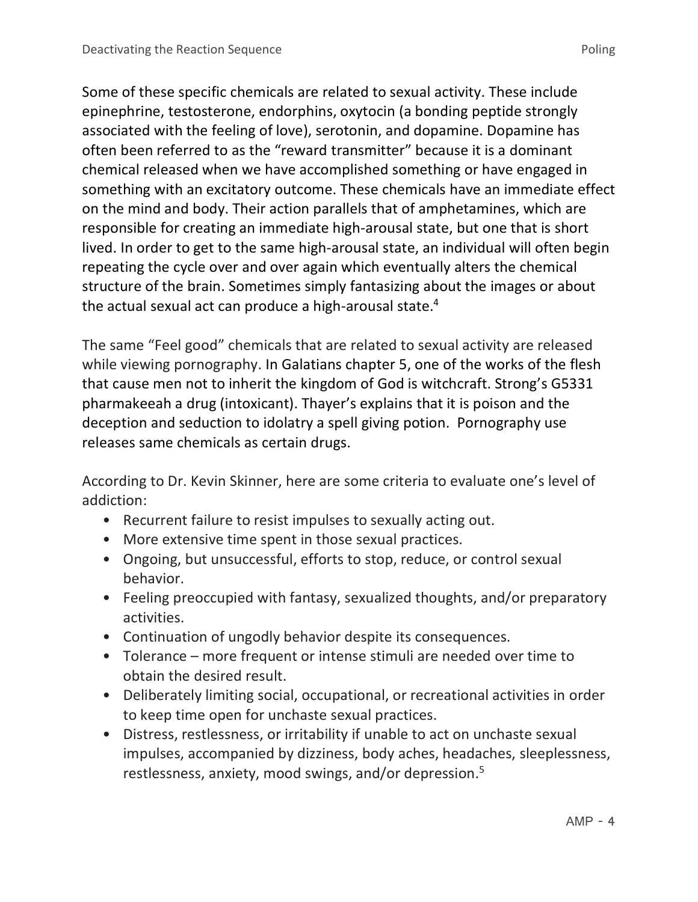Some of these specific chemicals are related to sexual activity. These include epinephrine, testosterone, endorphins, oxytocin (a bonding peptide strongly associated with the feeling of love), serotonin, and dopamine. Dopamine has often been referred to as the “reward transmitter” because it is a dominant chemical released when we have accomplished something or have engaged in something with an excitatory outcome. These chemicals have an immediate effect on the mind and body. Their action parallels that of amphetamines, which are responsible for creating an immediate high-arousal state, but one that is short lived. In order to get to the same high-arousal state, an individual will often begin repeating the cycle over and over again which eventually alters the chemical structure of the brain. Sometimes simply fantasizing about the images or about the actual sexual act can produce a high-arousal state.[4]

The same “Feel good” chemicals that are related to sexual activity are released while viewing pornography. In Galatians chapter 5, one of the works of the flesh that cause men not to inherit the kingdom of God is witchcraft. Strong’s G5331 pharmakeeah a drug (intoxicant). Thayer’s explains that it is poison and the deception and seduction to idolatry a spell giving potion. Pornography use releases same chemicals as certain drugs.

According to Dr. Kevin Skinner, here are some criteria to evaluate one’s level of addiction:

- Recurrent failure to resist impulses to sexually acting out.
- More extensive time spent in those sexual practices.
- Ongoing, but unsuccessful, efforts to stop, reduce, or control sexual behavior.
- Feeling preoccupied with fantasy, sexualized thoughts, and/or preparatory activities.
- Continuation of ungodly behavior despite its consequences.
- Tolerance – more frequent or intense stimuli are needed over time to obtain the desired result.
- Deliberately limiting social, occupational, or recreational activities in order to keep time open for unchaste sexual practices.
- Distress, restlessness, or irritability if unable to act on unchaste sexual impulses, accompanied by dizziness, body aches, headaches, sleeplessness, restlessness, anxiety, mood swings, and/or depression.[5]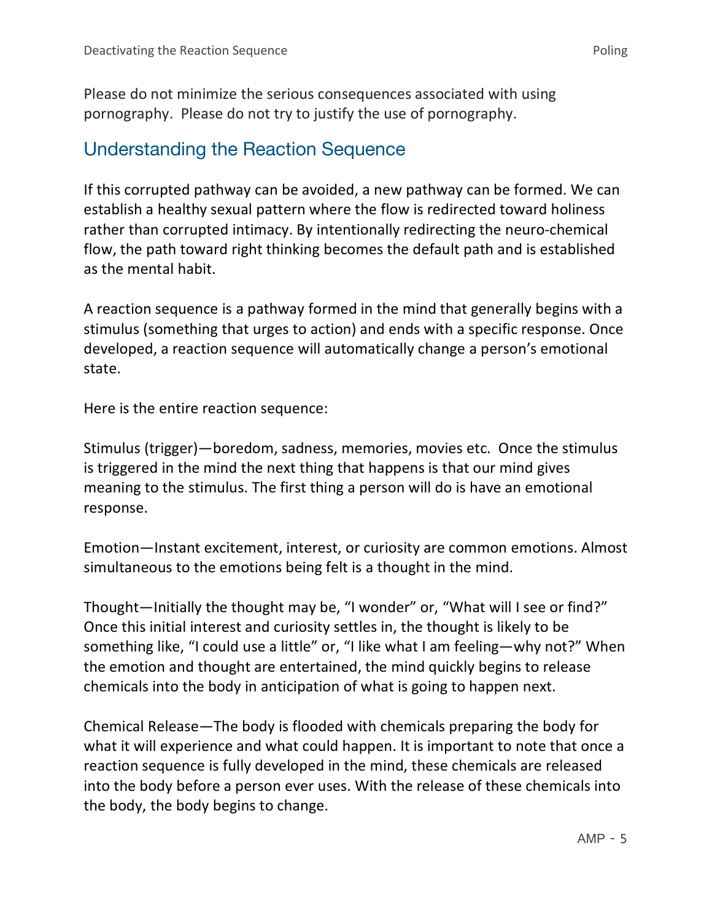Please do not minimize the serious consequences associated with using pornography. Please do not try to justify the use of pornography.

## Understanding the Reaction Sequence

If this corrupted pathway can be avoided, a new pathway can be formed. We can establish a healthy sexual pattern where the flow is redirected toward holiness rather than corrupted intimacy. By intentionally redirecting the neuro-chemical flow, the path toward right thinking becomes the default path and is established as the mental habit.

A reaction sequence is a pathway formed in the mind that generally begins with a stimulus (something that urges to action) and ends with a specific response. Once developed, a reaction sequence will automatically change a person's emotional state.

Here is the entire reaction sequence:

Stimulus (trigger)—boredom, sadness, memories, movies etc. Once the stimulus is triggered in the mind the next thing that happens is that our mind gives meaning to the stimulus. The first thing a person will do is have an emotional response.

Emotion—Instant excitement, interest, or curiosity are common emotions. Almost simultaneous to the emotions being felt is a thought in the mind.

Thought—Initially the thought may be, "I wonder" or, "What will I see or find?" Once this initial interest and curiosity settles in, the thought is likely to be something like, "I could use a little" or, "I like what I am feeling—why not?" When the emotion and thought are entertained, the mind quickly begins to release chemicals into the body in anticipation of what is going to happen next.

Chemical Release—The body is flooded with chemicals preparing the body for what it will experience and what could happen. It is important to note that once a reaction sequence is fully developed in the mind, these chemicals are released into the body before a person ever uses. With the release of these chemicals into the body, the body begins to change.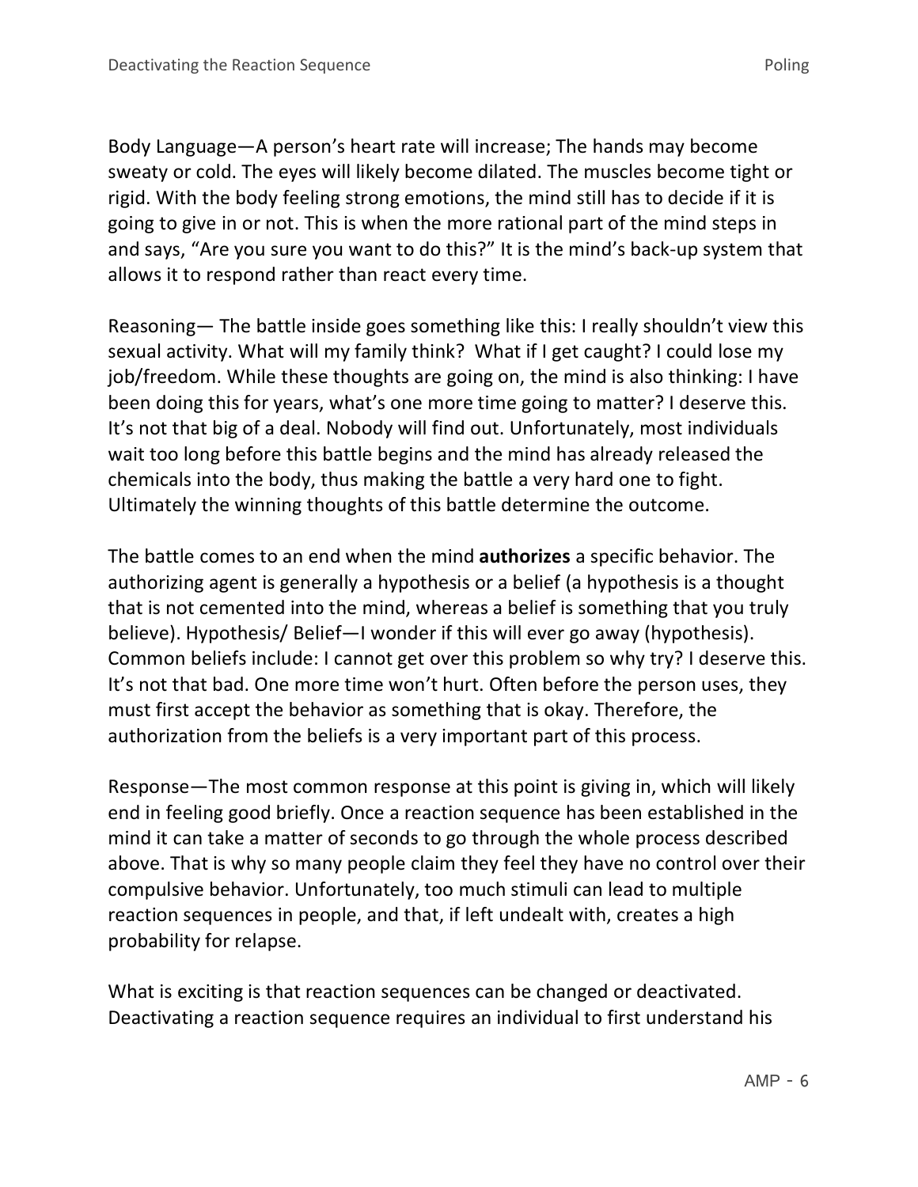Body Language—A person's heart rate will increase; The hands may become sweaty or cold. The eyes will likely become dilated. The muscles become tight or rigid. With the body feeling strong emotions, the mind still has to decide if it is going to give in or not. This is when the more rational part of the mind steps in and says, "Are you sure you want to do this?" It is the mind's back-up system that allows it to respond rather than react every time.

Reasoning— The battle inside goes something like this: I really shouldn't view this sexual activity. What will my family think? What if I get caught? I could lose my job/freedom. While these thoughts are going on, the mind is also thinking: I have been doing this for years, what's one more time going to matter? I deserve this. It's not that big of a deal. Nobody will find out. Unfortunately, most individuals wait too long before this battle begins and the mind has already released the chemicals into the body, thus making the battle a very hard one to fight. Ultimately the winning thoughts of this battle determine the outcome.

The battle comes to an end when the mind **authorizes** a specific behavior. The authorizing agent is generally a hypothesis or a belief (a hypothesis is a thought that is not cemented into the mind, whereas a belief is something that you truly believe). Hypothesis/ Belief—I wonder if this will ever go away (hypothesis). Common beliefs include: I cannot get over this problem so why try? I deserve this. It's not that bad. One more time won't hurt. Often before the person uses, they must first accept the behavior as something that is okay. Therefore, the authorization from the beliefs is a very important part of this process.

Response—The most common response at this point is giving in, which will likely end in feeling good briefly. Once a reaction sequence has been established in the mind it can take a matter of seconds to go through the whole process described above. That is why so many people claim they feel they have no control over their compulsive behavior. Unfortunately, too much stimuli can lead to multiple reaction sequences in people, and that, if left undealt with, creates a high probability for relapse.

What is exciting is that reaction sequences can be changed or deactivated. Deactivating a reaction sequence requires an individual to first understand his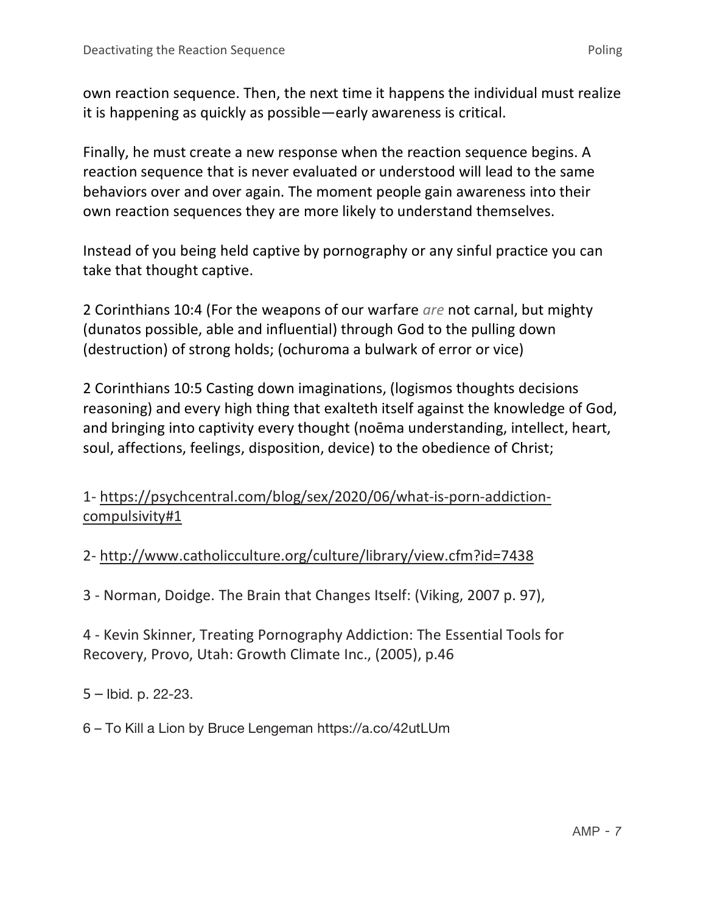own reaction sequence. Then, the next time it happens the individual must realize it is happening as quickly as possible—early awareness is critical.

Finally, he must create a new response when the reaction sequence begins. A reaction sequence that is never evaluated or understood will lead to the same behaviors over and over again. The moment people gain awareness into their own reaction sequences they are more likely to understand themselves.

Instead of you being held captive by pornography or any sinful practice you can take that thought captive.

2 Corinthians 10:4 (For the weapons of our warfare *are* not carnal, but mighty (dunatos possible, able and influential) through God to the pulling down (destruction) of strong holds; (ochuroma a bulwark of error or vice)

2 Corinthians 10:5 Casting down imaginations, (logismos thoughts decisions reasoning) and every high thing that exalteth itself against the knowledge of God, and bringing into captivity every thought (noēma understanding, intellect, heart, soul, affections, feelings, disposition, device) to the obedience of Christ;

1- https://psychcentral.com/blog/sex/2020/06/what-is-porn-addiction-compulsivity#1

2- http://www.catholicculture.org/culture/library/view.cfm?id=7438

3 - Norman, Doidge. The Brain that Changes Itself: (Viking, 2007 p. 97),

4 - Kevin Skinner, Treating Pornography Addiction: The Essential Tools for Recovery, Provo, Utah: Growth Climate Inc., (2005), p.46

5 – Ibid. p. 22-23.

6 – To Kill a Lion by Bruce Lengeman https://a.co/42utLUm